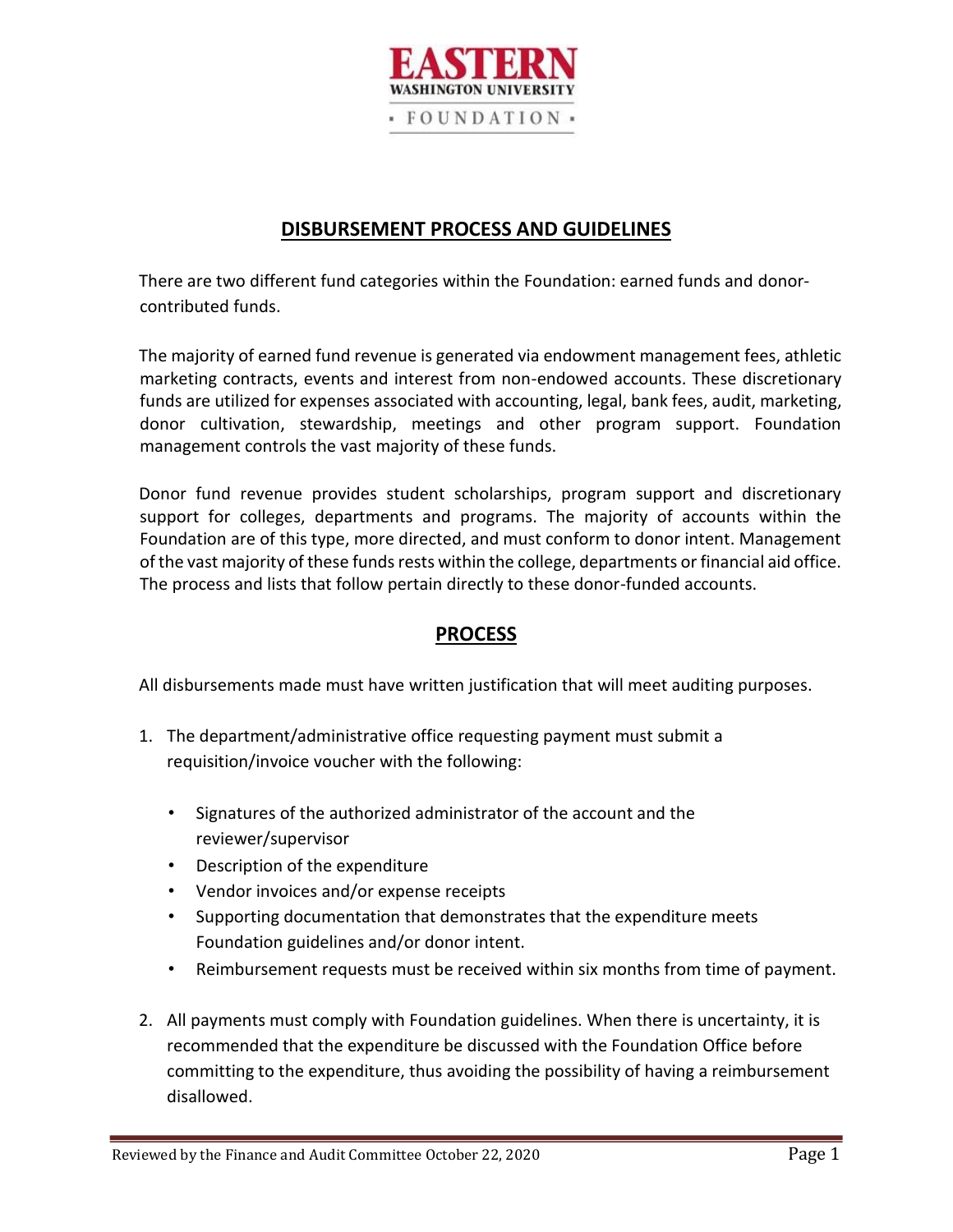# DISBURSEMENT PROCESS AND GUIDELINES

There are two different fund categories within the Foundation: earned funds and donor-contributed funds.

The majority of earned fund revenue is generated via endowment management fees, athletic marketing contracts, events and interest from non-endowed accounts. These discretionary funds are utilized for expenses associated with accounting, legal, bank fees, audit, marketing, donor cultivation, stewardship, meetings and other program support. Foundation management controls the vast majority of these funds.

Donor fund revenue provides student scholarships, program support and discretionary support for colleges, departments and programs. The majority of accounts within the Foundation are of this type, more directed, and must conform to donor intent. Management of the vast majority of these funds rests within the college, departments or financial aid office. The process and lists that follow pertain directly to these donor-funded accounts.

## PROCESS

All disbursements made must have written justification that will meet auditing purposes.

1. The department/administrative office requesting payment must submit a requisition/invoice voucher with the following:

   - Signatures of the authorized administrator of the account and the reviewer/supervisor
   - Description of the expenditure
   - Vendor invoices and/or expense receipts
   - Supporting documentation that demonstrates that the expenditure meets Foundation guidelines and/or donor intent.
   - Reimbursement requests must be received within six months from time of payment.

2. All payments must comply with Foundation guidelines. When there is uncertainty, it is recommended that the expenditure be discussed with the Foundation Office before committing to the expenditure, thus avoiding the possibility of having a reimbursement disallowed.

Reviewed by the Finance and Audit Committee October 22, 2020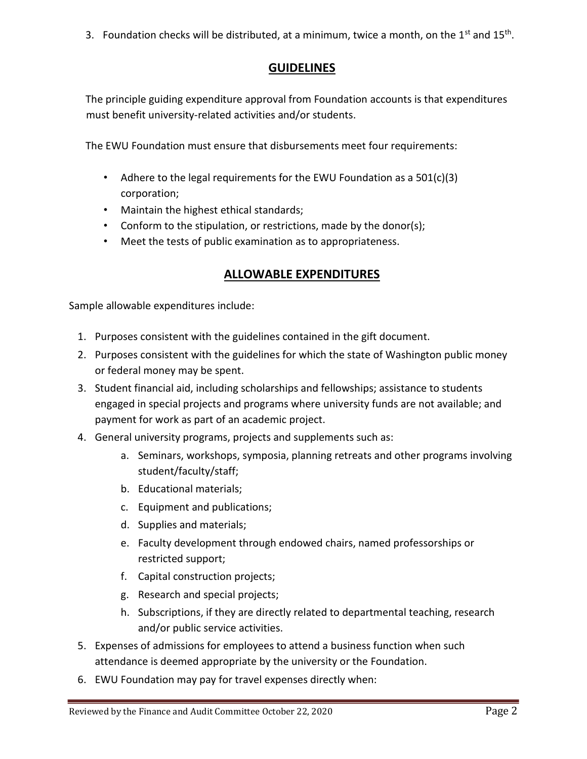3. Foundation checks will be distributed, at a minimum, twice a month, on the 1st and 15th.

## GUIDELINES

The principle guiding expenditure approval from Foundation accounts is that expenditures must benefit university-related activities and/or students.

The EWU Foundation must ensure that disbursements meet four requirements:

- Adhere to the legal requirements for the EWU Foundation as a 501(c)(3) corporation;
- Maintain the highest ethical standards;
- Conform to the stipulation, or restrictions, made by the donor(s);
- Meet the tests of public examination as to appropriateness.

## ALLOWABLE EXPENDITURES

Sample allowable expenditures include:

1. Purposes consistent with the guidelines contained in the gift document.
2. Purposes consistent with the guidelines for which the state of Washington public money or federal money may be spent.
3. Student financial aid, including scholarships and fellowships; assistance to students engaged in special projects and programs where university funds are not available; and payment for work as part of an academic project.
4. General university programs, projects and supplements such as:
    a. Seminars, workshops, symposia, planning retreats and other programs involving student/faculty/staff;
    b. Educational materials;
    c. Equipment and publications;
    d. Supplies and materials;
    e. Faculty development through endowed chairs, named professorships or restricted support;
    f. Capital construction projects;
    g. Research and special projects;
    h. Subscriptions, if they are directly related to departmental teaching, research and/or public service activities.
5. Expenses of admissions for employees to attend a business function when such attendance is deemed appropriate by the university or the Foundation.
6. EWU Foundation may pay for travel expenses directly when: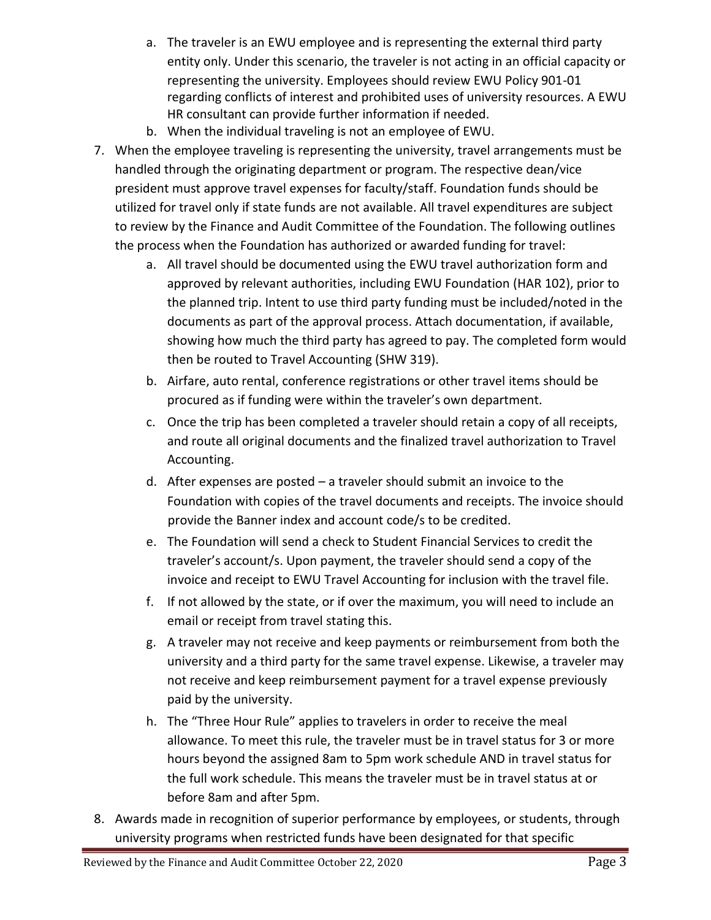a. The traveler is an EWU employee and is representing the external third party entity only. Under this scenario, the traveler is not acting in an official capacity or representing the university. Employees should review EWU Policy 901-01 regarding conflicts of interest and prohibited uses of university resources. A EWU HR consultant can provide further information if needed.
   b. When the individual traveling is not an employee of EWU.

7. When the employee traveling is representing the university, travel arrangements must be handled through the originating department or program. The respective dean/vice president must approve travel expenses for faculty/staff. Foundation funds should be utilized for travel only if state funds are not available. All travel expenditures are subject to review by the Finance and Audit Committee of the Foundation. The following outlines the process when the Foundation has authorized or awarded funding for travel:
   a. All travel should be documented using the EWU travel authorization form and approved by relevant authorities, including EWU Foundation (HAR 102), prior to the planned trip. Intent to use third party funding must be included/noted in the documents as part of the approval process. Attach documentation, if available, showing how much the third party has agreed to pay. The completed form would then be routed to Travel Accounting (SHW 319).
   b. Airfare, auto rental, conference registrations or other travel items should be procured as if funding were within the traveler's own department.
   c. Once the trip has been completed a traveler should retain a copy of all receipts, and route all original documents and the finalized travel authorization to Travel Accounting.
   d. After expenses are posted – a traveler should submit an invoice to the Foundation with copies of the travel documents and receipts. The invoice should provide the Banner index and account code/s to be credited.
   e. The Foundation will send a check to Student Financial Services to credit the traveler's account/s. Upon payment, the traveler should send a copy of the invoice and receipt to EWU Travel Accounting for inclusion with the travel file.
   f. If not allowed by the state, or if over the maximum, you will need to include an email or receipt from travel stating this.
   g. A traveler may not receive and keep payments or reimbursement from both the university and a third party for the same travel expense. Likewise, a traveler may not receive and keep reimbursement payment for a travel expense previously paid by the university.
   h. The "Three Hour Rule" applies to travelers in order to receive the meal allowance. To meet this rule, the traveler must be in travel status for 3 or more hours beyond the assigned 8am to 5pm work schedule AND in travel status for the full work schedule. This means the traveler must be in travel status at or before 8am and after 5pm.

8. Awards made in recognition of superior performance by employees, or students, through university programs when restricted funds have been designated for that specific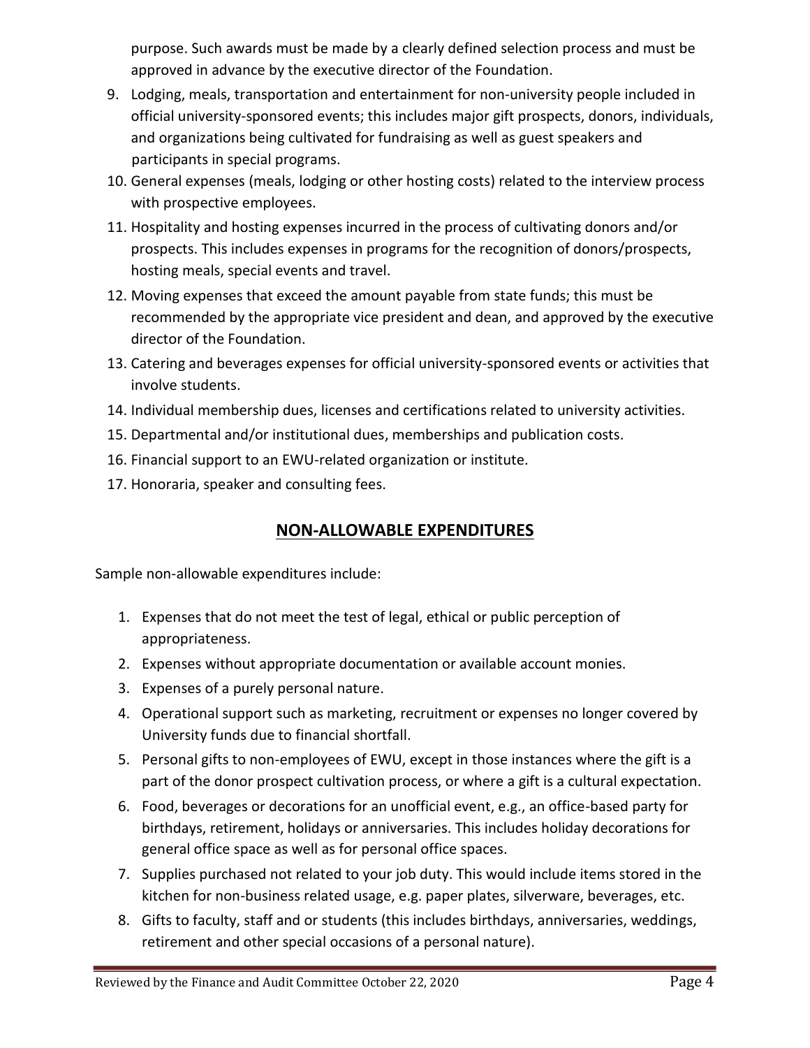purpose. Such awards must be made by a clearly defined selection process and must be approved in advance by the executive director of the Foundation.

9. Lodging, meals, transportation and entertainment for non-university people included in official university-sponsored events; this includes major gift prospects, donors, individuals, and organizations being cultivated for fundraising as well as guest speakers and participants in special programs.
10. General expenses (meals, lodging or other hosting costs) related to the interview process with prospective employees.
11. Hospitality and hosting expenses incurred in the process of cultivating donors and/or prospects. This includes expenses in programs for the recognition of donors/prospects, hosting meals, special events and travel.
12. Moving expenses that exceed the amount payable from state funds; this must be recommended by the appropriate vice president and dean, and approved by the executive director of the Foundation.
13. Catering and beverages expenses for official university-sponsored events or activities that involve students.
14. Individual membership dues, licenses and certifications related to university activities.
15. Departmental and/or institutional dues, memberships and publication costs.
16. Financial support to an EWU-related organization or institute.
17. Honoraria, speaker and consulting fees.

## NON-ALLOWABLE EXPENDITURES

Sample non-allowable expenditures include:

1. Expenses that do not meet the test of legal, ethical or public perception of appropriateness.
2. Expenses without appropriate documentation or available account monies.
3. Expenses of a purely personal nature.
4. Operational support such as marketing, recruitment or expenses no longer covered by University funds due to financial shortfall.
5. Personal gifts to non-employees of EWU, except in those instances where the gift is a part of the donor prospect cultivation process, or where a gift is a cultural expectation.
6. Food, beverages or decorations for an unofficial event, e.g., an office-based party for birthdays, retirement, holidays or anniversaries. This includes holiday decorations for general office space as well as for personal office spaces.
7. Supplies purchased not related to your job duty. This would include items stored in the kitchen for non-business related usage, e.g. paper plates, silverware, beverages, etc.
8. Gifts to faculty, staff and or students (this includes birthdays, anniversaries, weddings, retirement and other special occasions of a personal nature).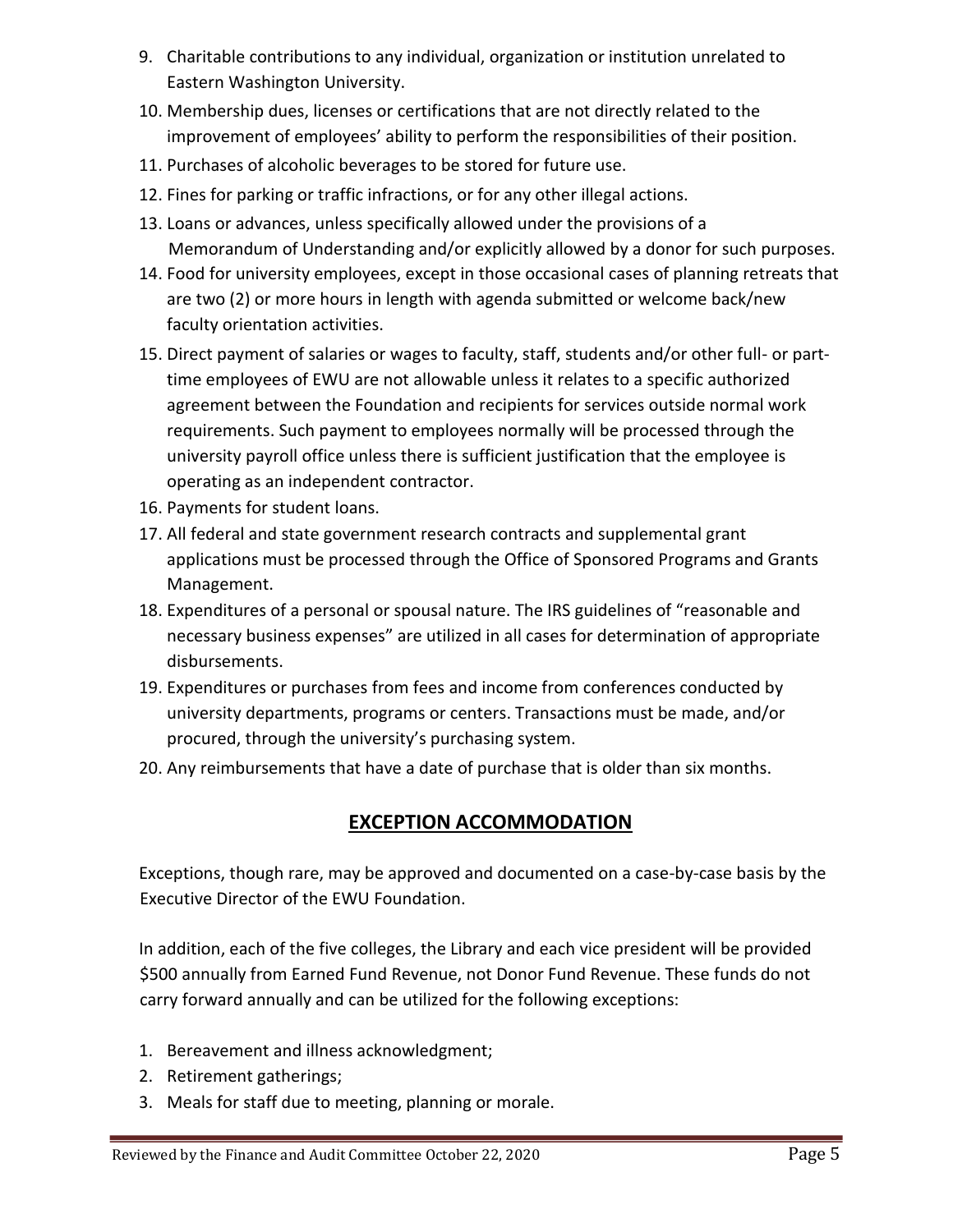9. Charitable contributions to any individual, organization or institution unrelated to Eastern Washington University.
10. Membership dues, licenses or certifications that are not directly related to the improvement of employees' ability to perform the responsibilities of their position.
11. Purchases of alcoholic beverages to be stored for future use.
12. Fines for parking or traffic infractions, or for any other illegal actions.
13. Loans or advances, unless specifically allowed under the provisions of a Memorandum of Understanding and/or explicitly allowed by a donor for such purposes.
14. Food for university employees, except in those occasional cases of planning retreats that are two (2) or more hours in length with agenda submitted or welcome back/new faculty orientation activities.
15. Direct payment of salaries or wages to faculty, staff, students and/or other full- or part-time employees of EWU are not allowable unless it relates to a specific authorized agreement between the Foundation and recipients for services outside normal work requirements. Such payment to employees normally will be processed through the university payroll office unless there is sufficient justification that the employee is operating as an independent contractor.
16. Payments for student loans.
17. All federal and state government research contracts and supplemental grant applications must be processed through the Office of Sponsored Programs and Grants Management.
18. Expenditures of a personal or spousal nature. The IRS guidelines of "reasonable and necessary business expenses" are utilized in all cases for determination of appropriate disbursements.
19. Expenditures or purchases from fees and income from conferences conducted by university departments, programs or centers. Transactions must be made, and/or procured, through the university's purchasing system.
20. Any reimbursements that have a date of purchase that is older than six months.

## EXCEPTION ACCOMMODATION

Exceptions, though rare, may be approved and documented on a case-by-case basis by the Executive Director of the EWU Foundation.

In addition, each of the five colleges, the Library and each vice president will be provided $500 annually from Earned Fund Revenue, not Donor Fund Revenue. These funds do not carry forward annually and can be utilized for the following exceptions:

1. Bereavement and illness acknowledgment;
2. Retirement gatherings;
3. Meals for staff due to meeting, planning or morale.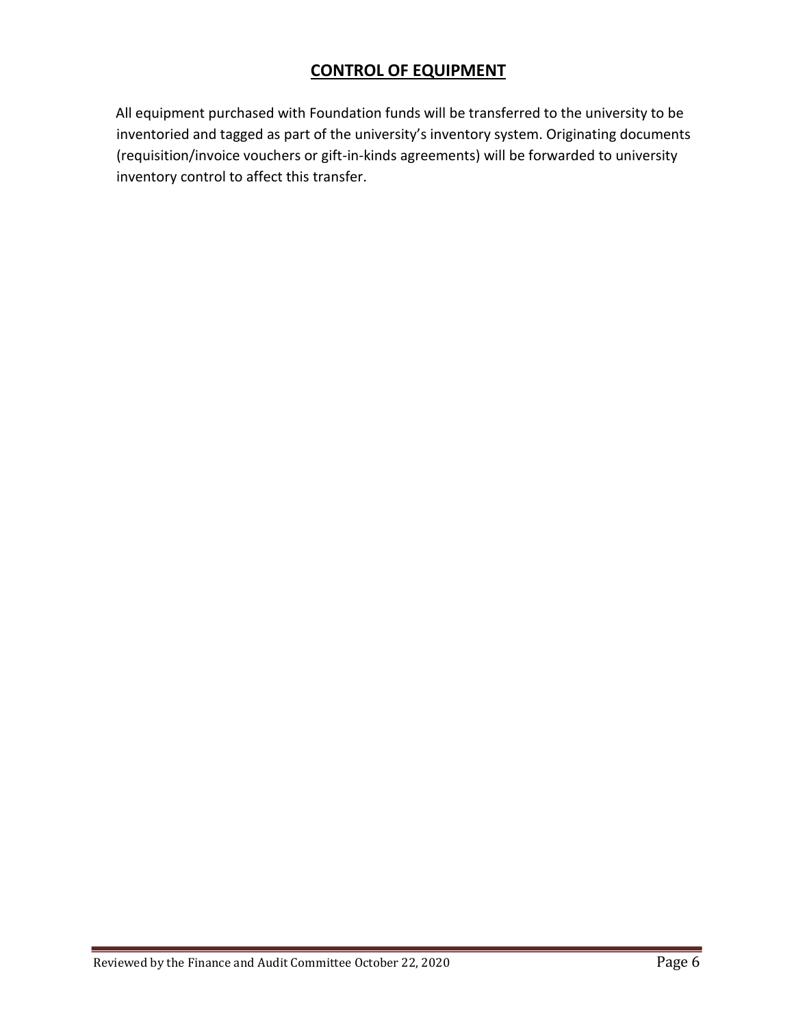## CONTROL OF EQUIPMENT

All equipment purchased with Foundation funds will be transferred to the university to be inventoried and tagged as part of the university's inventory system. Originating documents (requisition/invoice vouchers or gift-in-kinds agreements) will be forwarded to university inventory control to affect this transfer.